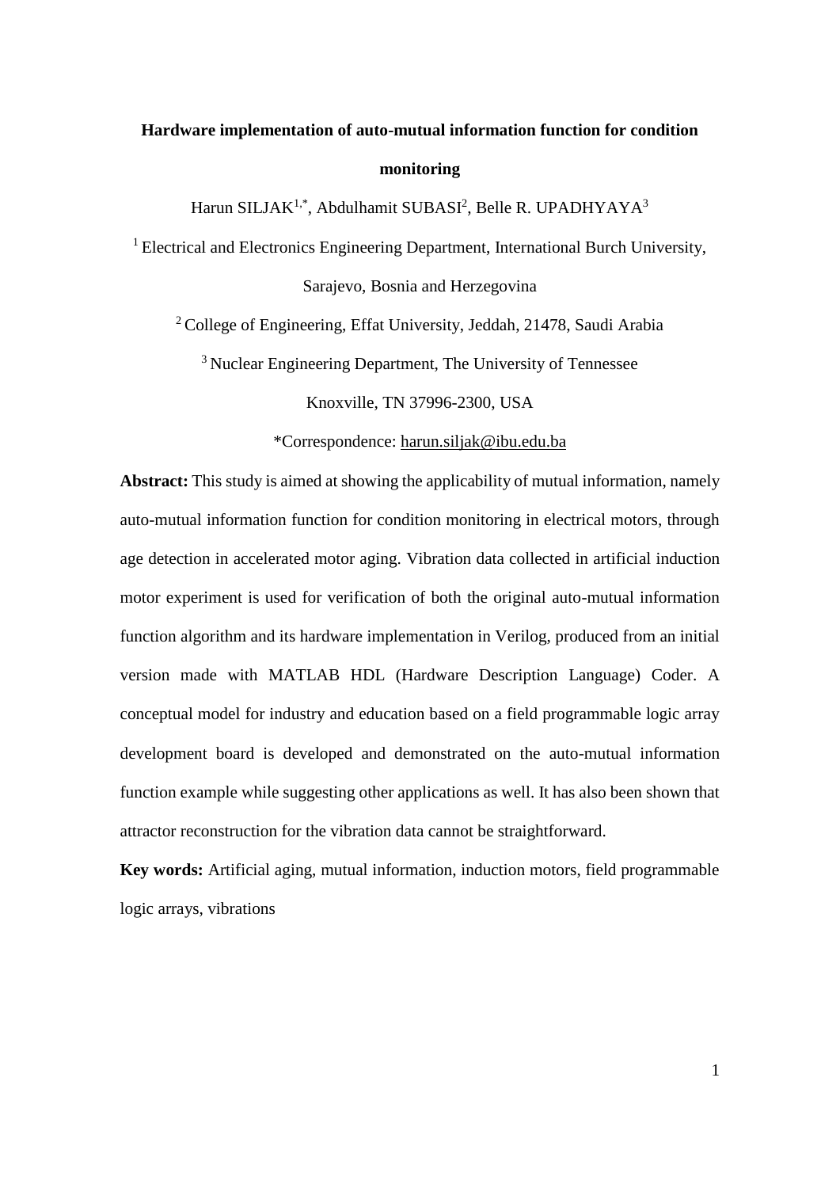# Hardware implementation of auto-mutual information function for condition monitoring

Harun SILJAK[1,*], Abdulhamit SUBASI[2], Belle R. UPADHYAYA[3]

[1] Electrical and Electronics Engineering Department, International Burch University, Sarajevo, Bosnia and Herzegovina

[2] College of Engineering, Effat University, Jeddah, 21478, Saudi Arabia

[3] Nuclear Engineering Department, The University of Tennessee

Knoxville, TN 37996-2300, USA

*Correspondence: harun.siljak@ibu.edu.ba

**Abstract:** This study is aimed at showing the applicability of mutual information, namely auto-mutual information function for condition monitoring in electrical motors, through age detection in accelerated motor aging. Vibration data collected in artificial induction motor experiment is used for verification of both the original auto-mutual information function algorithm and its hardware implementation in Verilog, produced from an initial version made with MATLAB HDL (Hardware Description Language) Coder. A conceptual model for industry and education based on a field programmable logic array development board is developed and demonstrated on the auto-mutual information function example while suggesting other applications as well. It has also been shown that attractor reconstruction for the vibration data cannot be straightforward.

**Key words:** Artificial aging, mutual information, induction motors, field programmable logic arrays, vibrations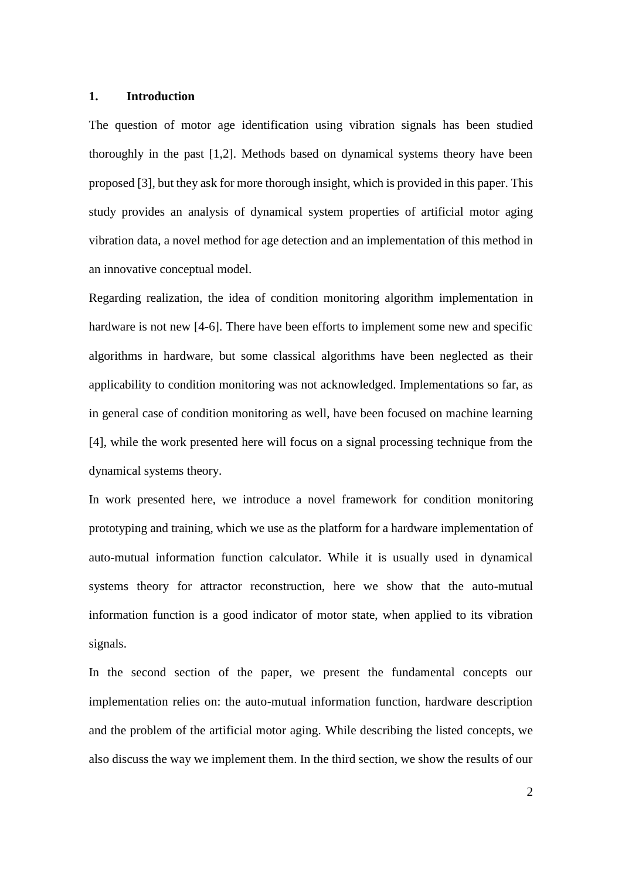## 1. Introduction

The question of motor age identification using vibration signals has been studied thoroughly in the past [1,2]. Methods based on dynamical systems theory have been proposed [3], but they ask for more thorough insight, which is provided in this paper. This study provides an analysis of dynamical system properties of artificial motor aging vibration data, a novel method for age detection and an implementation of this method in an innovative conceptual model.

Regarding realization, the idea of condition monitoring algorithm implementation in hardware is not new [4-6]. There have been efforts to implement some new and specific algorithms in hardware, but some classical algorithms have been neglected as their applicability to condition monitoring was not acknowledged. Implementations so far, as in general case of condition monitoring as well, have been focused on machine learning [4], while the work presented here will focus on a signal processing technique from the dynamical systems theory.

In work presented here, we introduce a novel framework for condition monitoring prototyping and training, which we use as the platform for a hardware implementation of auto-mutual information function calculator. While it is usually used in dynamical systems theory for attractor reconstruction, here we show that the auto-mutual information function is a good indicator of motor state, when applied to its vibration signals.

In the second section of the paper, we present the fundamental concepts our implementation relies on: the auto-mutual information function, hardware description and the problem of the artificial motor aging. While describing the listed concepts, we also discuss the way we implement them. In the third section, we show the results of our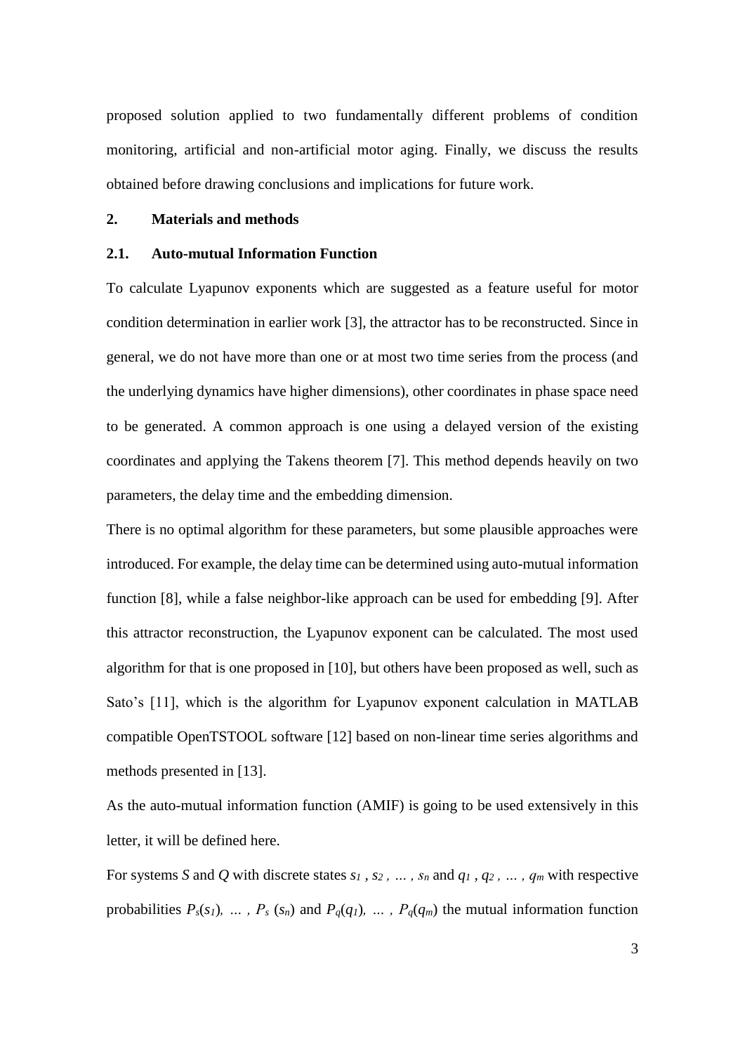proposed solution applied to two fundamentally different problems of condition monitoring, artificial and non-artificial motor aging. Finally, we discuss the results obtained before drawing conclusions and implications for future work.

## 2. Materials and methods

### 2.1. Auto-mutual Information Function

To calculate Lyapunov exponents which are suggested as a feature useful for motor condition determination in earlier work [3], the attractor has to be reconstructed. Since in general, we do not have more than one or at most two time series from the process (and the underlying dynamics have higher dimensions), other coordinates in phase space need to be generated. A common approach is one using a delayed version of the existing coordinates and applying the Takens theorem [7]. This method depends heavily on two parameters, the delay time and the embedding dimension.

There is no optimal algorithm for these parameters, but some plausible approaches were introduced. For example, the delay time can be determined using auto-mutual information function [8], while a false neighbor-like approach can be used for embedding [9]. After this attractor reconstruction, the Lyapunov exponent can be calculated. The most used algorithm for that is one proposed in [10], but others have been proposed as well, such as Sato's [11], which is the algorithm for Lyapunov exponent calculation in MATLAB compatible OpenTSTOOL software [12] based on non-linear time series algorithms and methods presented in [13].

As the auto-mutual information function (AMIF) is going to be used extensively in this letter, it will be defined here.

For systems $S$ and $Q$ with discrete states $s_1$ , $s_2$ , ... , $s_n$ and $q_1$ , $q_2$ , ... , $q_m$ with respective probabilities $P_s(s_1)$, ... , $P_s(s_n)$ and $P_q(q_1)$, ... , $P_q(q_m)$ the mutual information function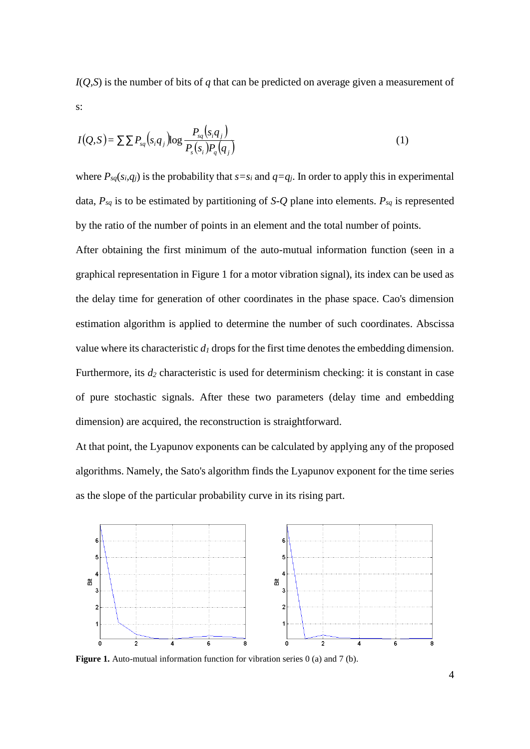$I(Q,S)$ is the number of bits of $q$ that can be predicted on average given a measurement of s:

$$I(Q,S) = \sum \sum P_{sq}(s_i q_j) \log \frac{P_{sq}(s_i q_j)}{P_s(s_i) P_q(q_j)} \tag{1}$$

where $P_{sq}(s_i,q_j)$ is the probability that $s=s_i$ and $q=q_j$. In order to apply this in experimental data, $P_{sq}$ is to be estimated by partitioning of $S$-$Q$ plane into elements. $P_{sq}$ is represented by the ratio of the number of points in an element and the total number of points.

After obtaining the first minimum of the auto-mutual information function (seen in a graphical representation in Figure 1 for a motor vibration signal), its index can be used as the delay time for generation of other coordinates in the phase space. Cao's dimension estimation algorithm is applied to determine the number of such coordinates. Abscissa value where its characteristic $d_1$ drops for the first time denotes the embedding dimension. Furthermore, its $d_2$ characteristic is used for determinism checking: it is constant in case of pure stochastic signals. After these two parameters (delay time and embedding dimension) are acquired, the reconstruction is straightforward.

At that point, the Lyapunov exponents can be calculated by applying any of the proposed algorithms. Namely, the Sato's algorithm finds the Lyapunov exponent for the time series as the slope of the particular probability curve in its rising part.

**Figure 1.** Auto-mutual information function for vibration series 0 (a) and 7 (b).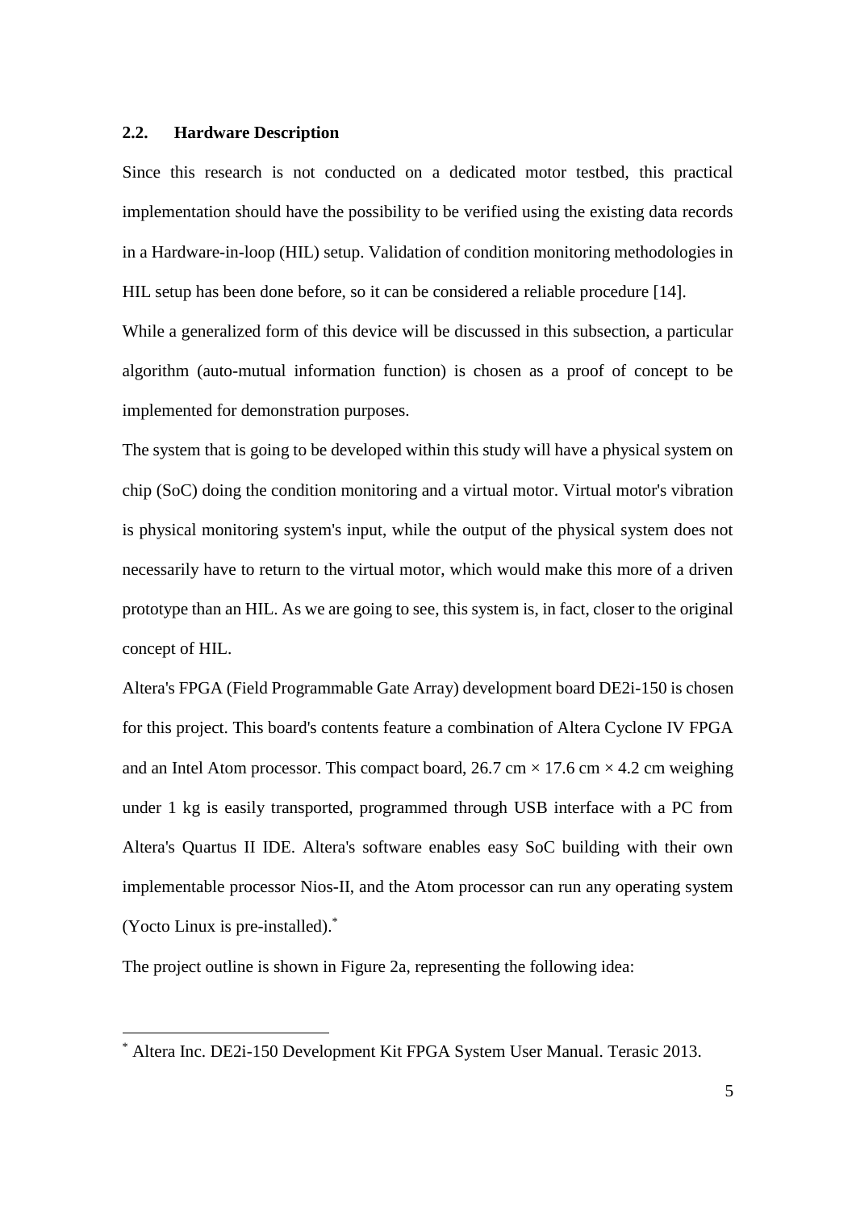### 2.2. Hardware Description

Since this research is not conducted on a dedicated motor testbed, this practical implementation should have the possibility to be verified using the existing data records in a Hardware-in-loop (HIL) setup. Validation of condition monitoring methodologies in HIL setup has been done before, so it can be considered a reliable procedure [14].

While a generalized form of this device will be discussed in this subsection, a particular algorithm (auto-mutual information function) is chosen as a proof of concept to be implemented for demonstration purposes.

The system that is going to be developed within this study will have a physical system on chip (SoC) doing the condition monitoring and a virtual motor. Virtual motor's vibration is physical monitoring system's input, while the output of the physical system does not necessarily have to return to the virtual motor, which would make this more of a driven prototype than an HIL. As we are going to see, this system is, in fact, closer to the original concept of HIL.

Altera's FPGA (Field Programmable Gate Array) development board DE2i-150 is chosen for this project. This board's contents feature a combination of Altera Cyclone IV FPGA and an Intel Atom processor. This compact board, 26.7 cm × 17.6 cm × 4.2 cm weighing under 1 kg is easily transported, programmed through USB interface with a PC from Altera's Quartus II IDE. Altera's software enables easy SoC building with their own implementable processor Nios-II, and the Atom processor can run any operating system (Yocto Linux is pre-installed).[*]

The project outline is shown in Figure 2a, representing the following idea:

---

[*] Altera Inc. DE2i-150 Development Kit FPGA System User Manual. Terasic 2013.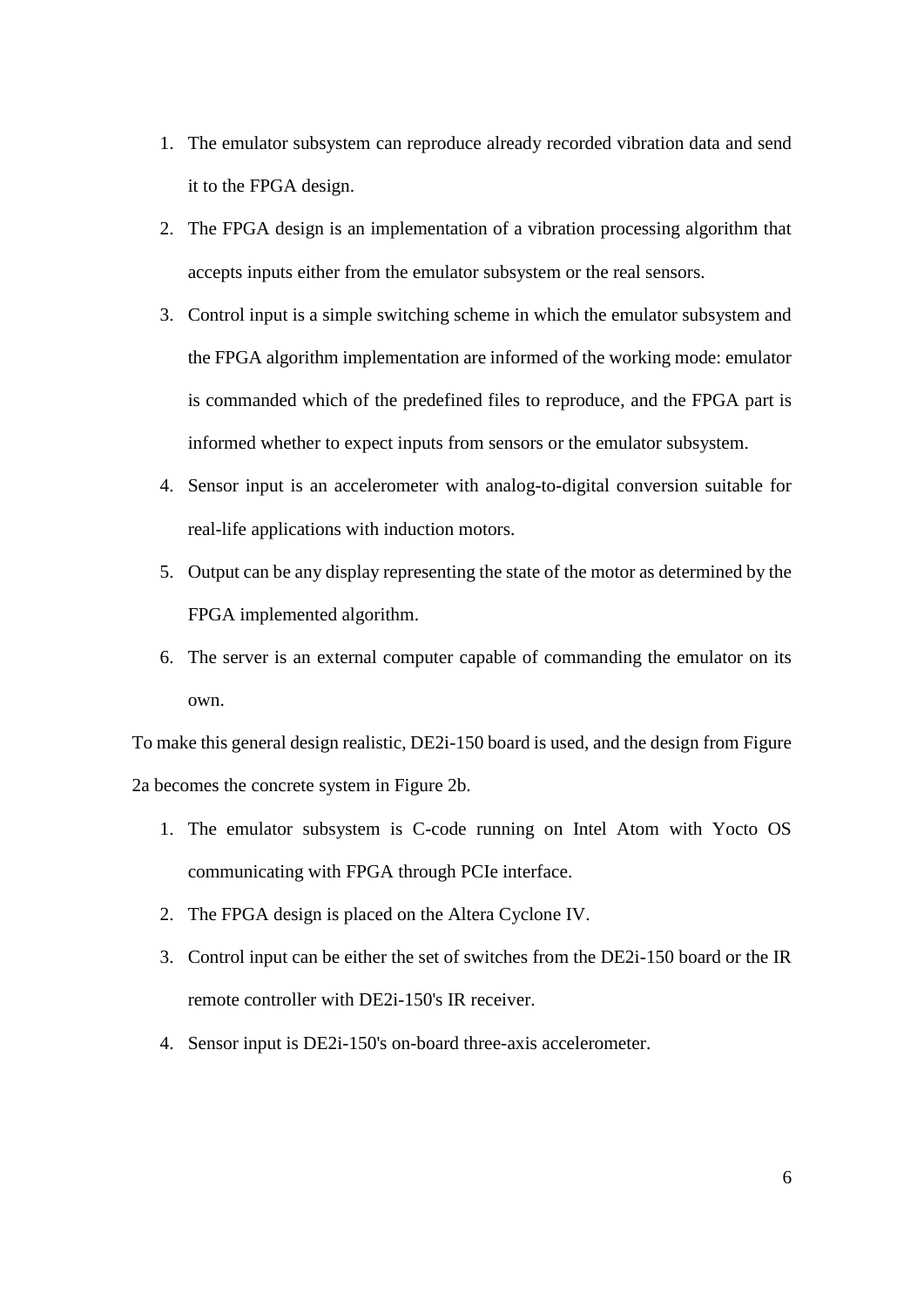1. The emulator subsystem can reproduce already recorded vibration data and send it to the FPGA design.
2. The FPGA design is an implementation of a vibration processing algorithm that accepts inputs either from the emulator subsystem or the real sensors.
3. Control input is a simple switching scheme in which the emulator subsystem and the FPGA algorithm implementation are informed of the working mode: emulator is commanded which of the predefined files to reproduce, and the FPGA part is informed whether to expect inputs from sensors or the emulator subsystem.
4. Sensor input is an accelerometer with analog-to-digital conversion suitable for real-life applications with induction motors.
5. Output can be any display representing the state of the motor as determined by the FPGA implemented algorithm.
6. The server is an external computer capable of commanding the emulator on its own.

To make this general design realistic, DE2i-150 board is used, and the design from Figure 2a becomes the concrete system in Figure 2b.

1. The emulator subsystem is C-code running on Intel Atom with Yocto OS communicating with FPGA through PCIe interface.
2. The FPGA design is placed on the Altera Cyclone IV.
3. Control input can be either the set of switches from the DE2i-150 board or the IR remote controller with DE2i-150's IR receiver.
4. Sensor input is DE2i-150's on-board three-axis accelerometer.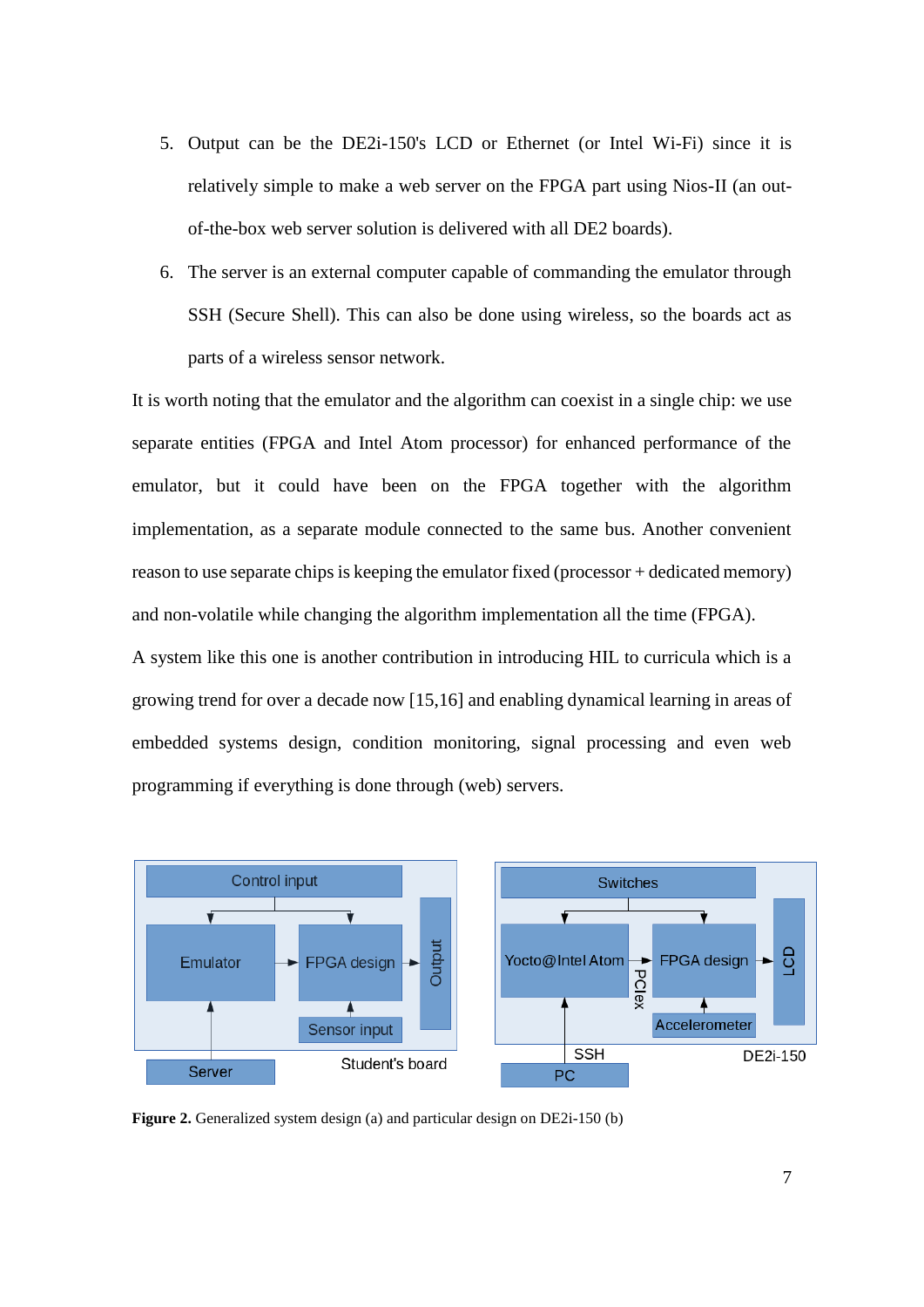5. Output can be the DE2i-150's LCD or Ethernet (or Intel Wi-Fi) since it is relatively simple to make a web server on the FPGA part using Nios-II (an out-of-the-box web server solution is delivered with all DE2 boards).
6. The server is an external computer capable of commanding the emulator through SSH (Secure Shell). This can also be done using wireless, so the boards act as parts of a wireless sensor network.

It is worth noting that the emulator and the algorithm can coexist in a single chip: we use separate entities (FPGA and Intel Atom processor) for enhanced performance of the emulator, but it could have been on the FPGA together with the algorithm implementation, as a separate module connected to the same bus. Another convenient reason to use separate chips is keeping the emulator fixed (processor + dedicated memory) and non-volatile while changing the algorithm implementation all the time (FPGA).

A system like this one is another contribution in introducing HIL to curricula which is a growing trend for over a decade now [15,16] and enabling dynamical learning in areas of embedded systems design, condition monitoring, signal processing and even web programming if everything is done through (web) servers.

**Figure 2.** Generalized system design (a) and particular design on DE2i-150 (b)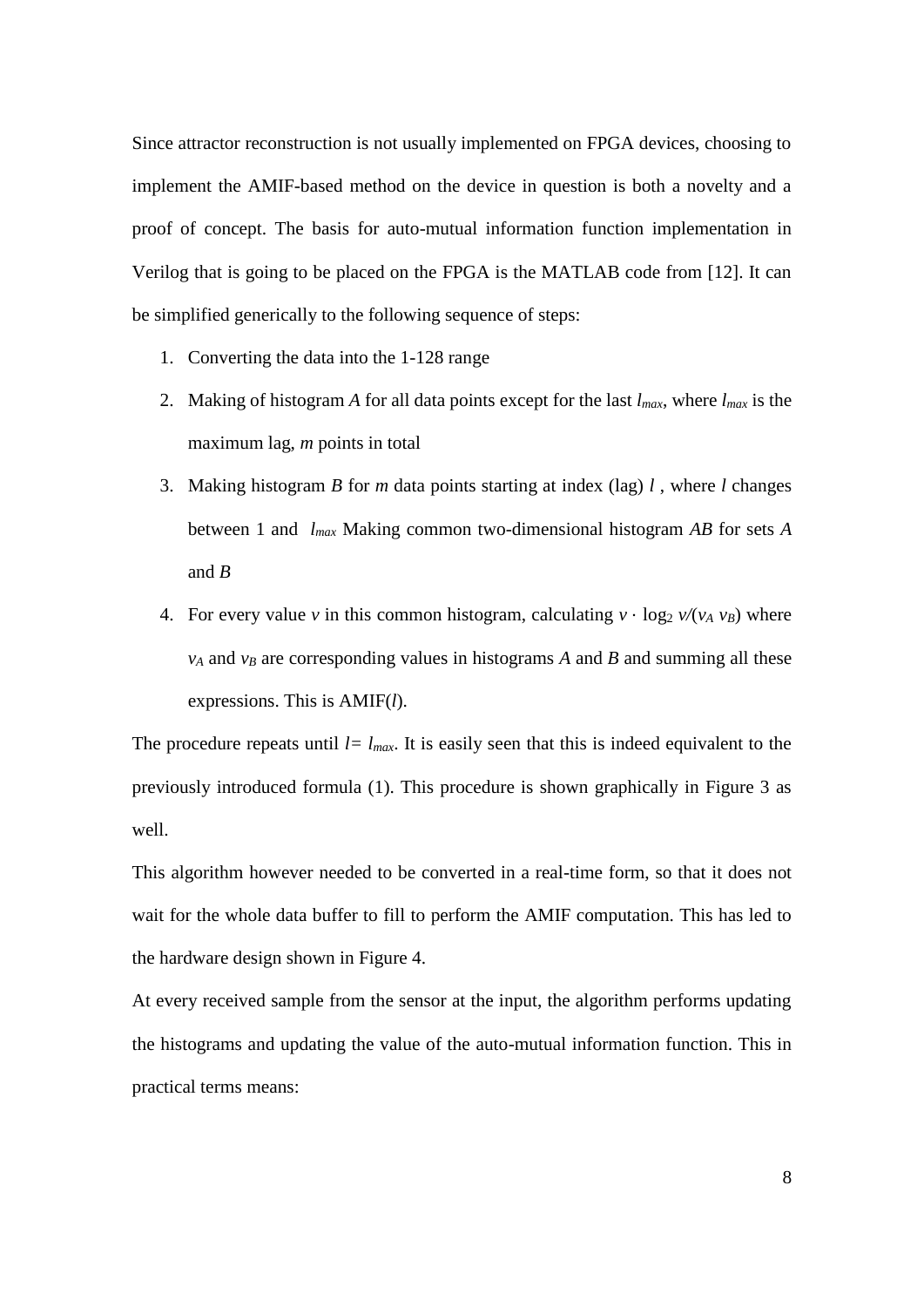Since attractor reconstruction is not usually implemented on FPGA devices, choosing to implement the AMIF-based method on the device in question is both a novelty and a proof of concept. The basis for auto-mutual information function implementation in Verilog that is going to be placed on the FPGA is the MATLAB code from [12]. It can be simplified generically to the following sequence of steps:

1. Converting the data into the 1-128 range
2. Making of histogram *A* for all data points except for the last $l_{max}$, where $l_{max}$ is the maximum lag, *m* points in total
3. Making histogram *B* for *m* data points starting at index (lag) *l* , where *l* changes between 1 and $l_{max}$ Making common two-dimensional histogram *AB* for sets *A* and *B*
4. For every value *v* in this common histogram, calculating $v \cdot \log_2 v/(v_A\, v_B)$ where $v_A$ and $v_B$ are corresponding values in histograms *A* and *B* and summing all these expressions. This is AMIF(*l*).

The procedure repeats until $l = l_{max}$. It is easily seen that this is indeed equivalent to the previously introduced formula (1). This procedure is shown graphically in Figure 3 as well.

This algorithm however needed to be converted in a real-time form, so that it does not wait for the whole data buffer to fill to perform the AMIF computation. This has led to the hardware design shown in Figure 4.

At every received sample from the sensor at the input, the algorithm performs updating the histograms and updating the value of the auto-mutual information function. This in practical terms means: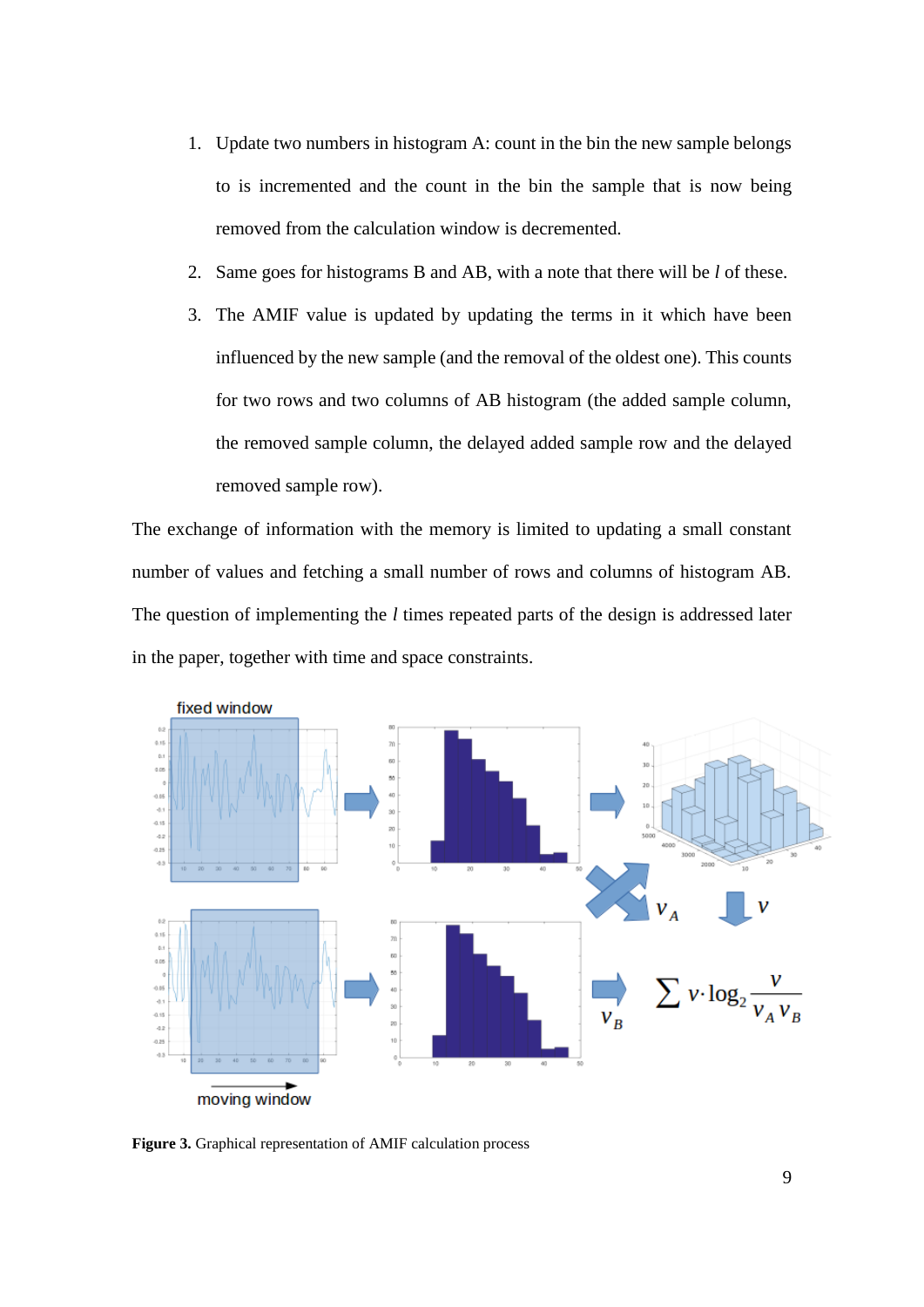1. Update two numbers in histogram A: count in the bin the new sample belongs to is incremented and the count in the bin the sample that is now being removed from the calculation window is decremented.
2. Same goes for histograms B and AB, with a note that there will be *l* of these.
3. The AMIF value is updated by updating the terms in it which have been influenced by the new sample (and the removal of the oldest one). This counts for two rows and two columns of AB histogram (the added sample column, the removed sample column, the delayed added sample row and the delayed removed sample row).

The exchange of information with the memory is limited to updating a small constant number of values and fetching a small number of rows and columns of histogram AB. The question of implementing the *l* times repeated parts of the design is addressed later in the paper, together with time and space constraints.

**Figure 3.** Graphical representation of AMIF calculation process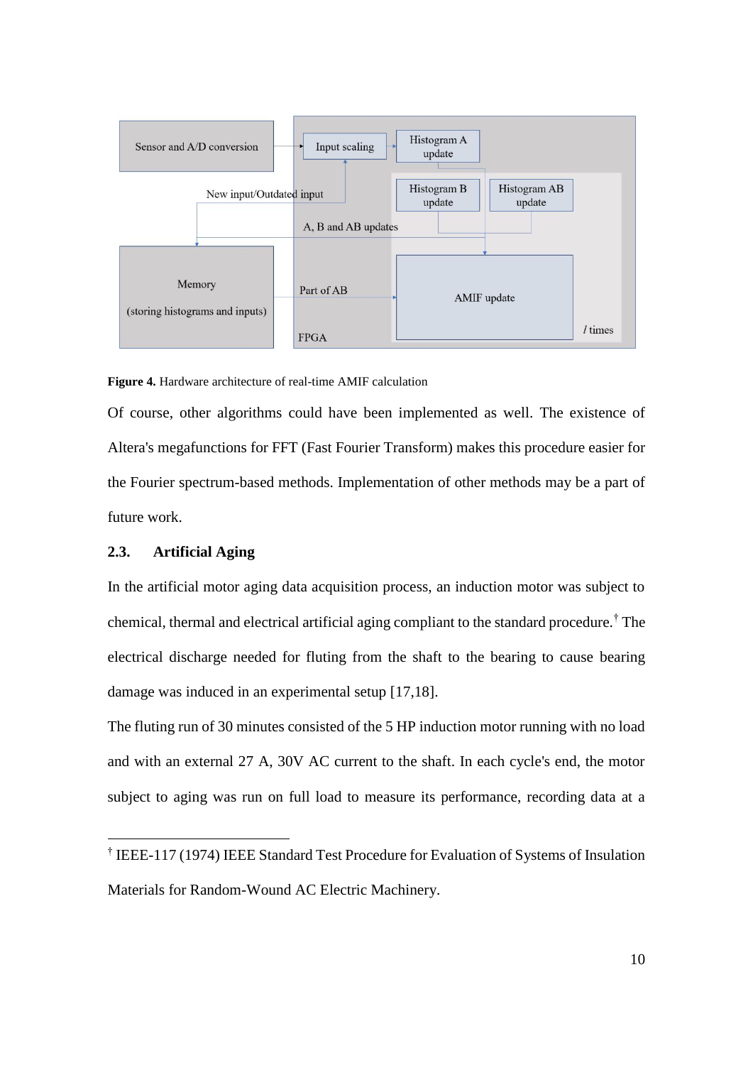**Figure 4.** Hardware architecture of real-time AMIF calculation

Of course, other algorithms could have been implemented as well. The existence of Altera's megafunctions for FFT (Fast Fourier Transform) makes this procedure easier for the Fourier spectrum-based methods. Implementation of other methods may be a part of future work.

### 2.3. Artificial Aging

In the artificial motor aging data acquisition process, an induction motor was subject to chemical, thermal and electrical artificial aging compliant to the standard procedure.[†] The electrical discharge needed for fluting from the shaft to the bearing to cause bearing damage was induced in an experimental setup [17,18].

The fluting run of 30 minutes consisted of the 5 HP induction motor running with no load and with an external 27 A, 30V AC current to the shaft. In each cycle's end, the motor subject to aging was run on full load to measure its performance, recording data at a

---

[†] IEEE-117 (1974) IEEE Standard Test Procedure for Evaluation of Systems of Insulation Materials for Random-Wound AC Electric Machinery.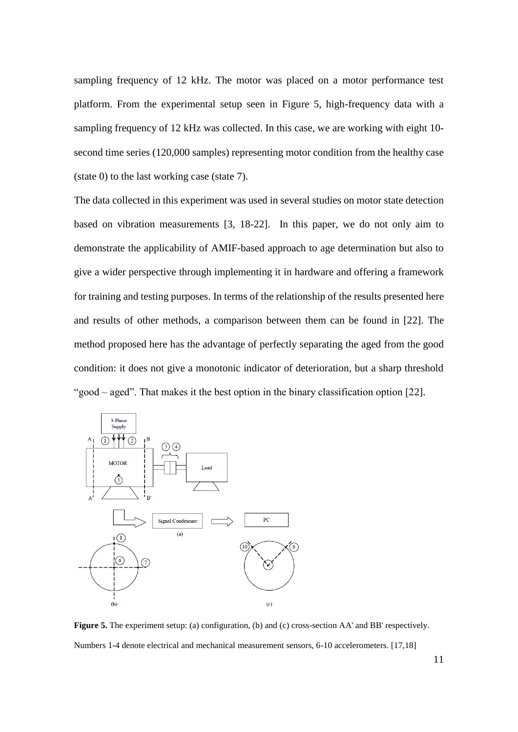sampling frequency of 12 kHz. The motor was placed on a motor performance test platform. From the experimental setup seen in Figure 5, high-frequency data with a sampling frequency of 12 kHz was collected. In this case, we are working with eight 10-second time series (120,000 samples) representing motor condition from the healthy case (state 0) to the last working case (state 7).

The data collected in this experiment was used in several studies on motor state detection based on vibration measurements [3, 18-22]. In this paper, we do not only aim to demonstrate the applicability of AMIF-based approach to age determination but also to give a wider perspective through implementing it in hardware and offering a framework for training and testing purposes. In terms of the relationship of the results presented here and results of other methods, a comparison between them can be found in [22]. The method proposed here has the advantage of perfectly separating the aged from the good condition: it does not give a monotonic indicator of deterioration, but a sharp threshold "good – aged". That makes it the best option in the binary classification option [22].

**Figure 5.** The experiment setup: (a) configuration, (b) and (c) cross-section AA' and BB' respectively. Numbers 1-4 denote electrical and mechanical measurement sensors, 6-10 accelerometers. [17,18]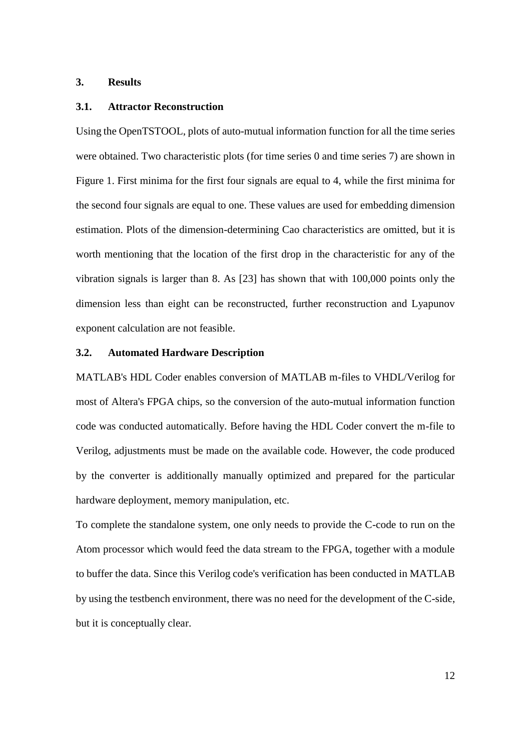## 3. Results

### 3.1. Attractor Reconstruction

Using the OpenTSTOOL, plots of auto-mutual information function for all the time series were obtained. Two characteristic plots (for time series 0 and time series 7) are shown in Figure 1. First minima for the first four signals are equal to 4, while the first minima for the second four signals are equal to one. These values are used for embedding dimension estimation. Plots of the dimension-determining Cao characteristics are omitted, but it is worth mentioning that the location of the first drop in the characteristic for any of the vibration signals is larger than 8. As [23] has shown that with 100,000 points only the dimension less than eight can be reconstructed, further reconstruction and Lyapunov exponent calculation are not feasible.

### 3.2. Automated Hardware Description

MATLAB's HDL Coder enables conversion of MATLAB m-files to VHDL/Verilog for most of Altera's FPGA chips, so the conversion of the auto-mutual information function code was conducted automatically. Before having the HDL Coder convert the m-file to Verilog, adjustments must be made on the available code. However, the code produced by the converter is additionally manually optimized and prepared for the particular hardware deployment, memory manipulation, etc.

To complete the standalone system, one only needs to provide the C-code to run on the Atom processor which would feed the data stream to the FPGA, together with a module to buffer the data. Since this Verilog code's verification has been conducted in MATLAB by using the testbench environment, there was no need for the development of the C-side, but it is conceptually clear.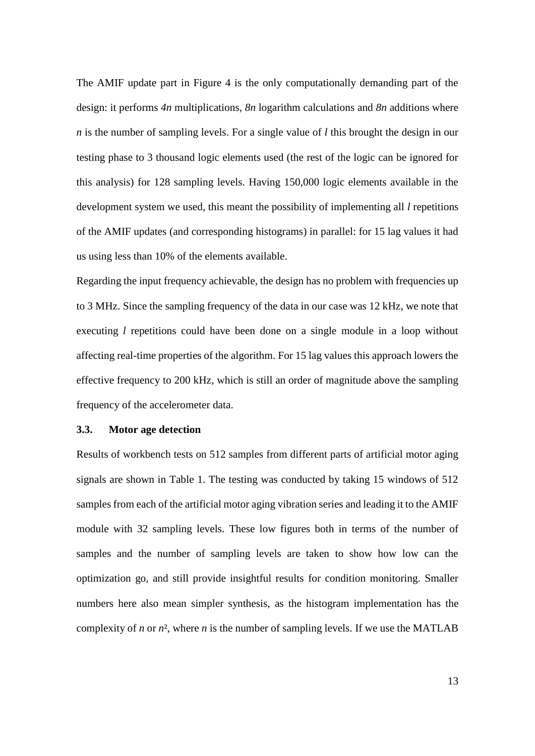The AMIF update part in Figure 4 is the only computationally demanding part of the design: it performs *4n* multiplications, *8n* logarithm calculations and *8n* additions where *n* is the number of sampling levels. For a single value of *l* this brought the design in our testing phase to 3 thousand logic elements used (the rest of the logic can be ignored for this analysis) for 128 sampling levels. Having 150,000 logic elements available in the development system we used, this meant the possibility of implementing all *l* repetitions of the AMIF updates (and corresponding histograms) in parallel: for 15 lag values it had us using less than 10% of the elements available.

Regarding the input frequency achievable, the design has no problem with frequencies up to 3 MHz. Since the sampling frequency of the data in our case was 12 kHz, we note that executing *l* repetitions could have been done on a single module in a loop without affecting real-time properties of the algorithm. For 15 lag values this approach lowers the effective frequency to 200 kHz, which is still an order of magnitude above the sampling frequency of the accelerometer data.

### 3.3. Motor age detection

Results of workbench tests on 512 samples from different parts of artificial motor aging signals are shown in Table 1. The testing was conducted by taking 15 windows of 512 samples from each of the artificial motor aging vibration series and leading it to the AMIF module with 32 sampling levels. These low figures both in terms of the number of samples and the number of sampling levels are taken to show how low can the optimization go, and still provide insightful results for condition monitoring. Smaller numbers here also mean simpler synthesis, as the histogram implementation has the complexity of $n$ or $n^2$, where $n$ is the number of sampling levels. If we use the MATLAB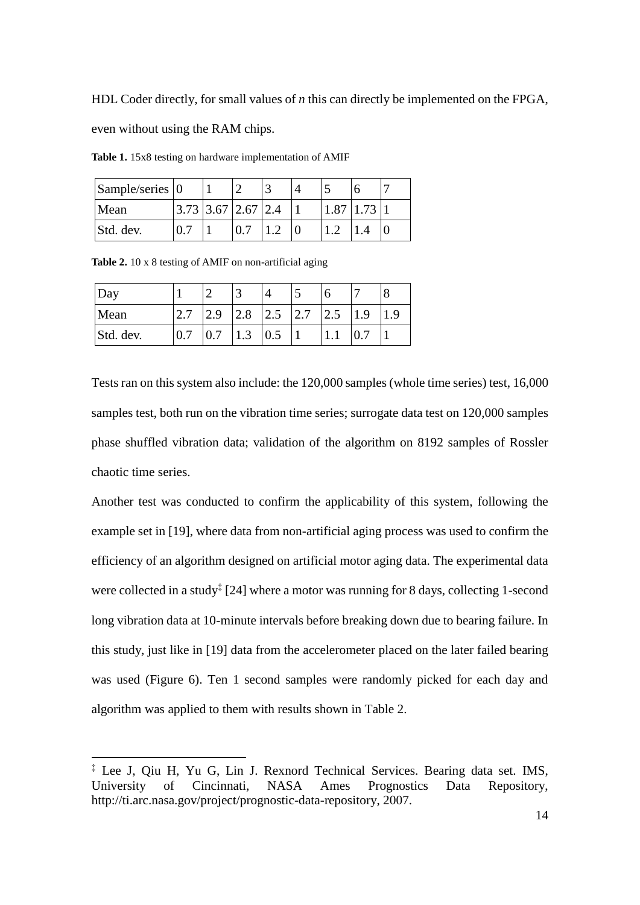HDL Coder directly, for small values of *n* this can directly be implemented on the FPGA, even without using the RAM chips.

**Table 1.** 15x8 testing on hardware implementation of AMIF

| Sample/series | 0 | 1 | 2 | 3 | 4 | 5 | 6 | 7 |
|---|---|---|---|---|---|---|---|---|
| Mean | 3.73 | 3.67 | 2.67 | 2.4 | 1 | 1.87 | 1.73 | 1 |
| Std. dev. | 0.7 | 1 | 0.7 | 1.2 | 0 | 1.2 | 1.4 | 0 |

**Table 2.** 10 x 8 testing of AMIF on non-artificial aging

| Day | 1 | 2 | 3 | 4 | 5 | 6 | 7 | 8 |
|---|---|---|---|---|---|---|---|---|
| Mean | 2.7 | 2.9 | 2.8 | 2.5 | 2.7 | 2.5 | 1.9 | 1.9 |
| Std. dev. | 0.7 | 0.7 | 1.3 | 0.5 | 1 | 1.1 | 0.7 | 1 |

Tests ran on this system also include: the 120,000 samples (whole time series) test, 16,000 samples test, both run on the vibration time series; surrogate data test on 120,000 samples phase shuffled vibration data; validation of the algorithm on 8192 samples of Rossler chaotic time series.

Another test was conducted to confirm the applicability of this system, following the example set in [19], where data from non-artificial aging process was used to confirm the efficiency of an algorithm designed on artificial motor aging data. The experimental data were collected in a study[‡] [24] where a motor was running for 8 days, collecting 1-second long vibration data at 10-minute intervals before breaking down due to bearing failure. In this study, just like in [19] data from the accelerometer placed on the later failed bearing was used (Figure 6). Ten 1 second samples were randomly picked for each day and algorithm was applied to them with results shown in Table 2.

[‡] Lee J, Qiu H, Yu G, Lin J. Rexnord Technical Services. Bearing data set. IMS, University of Cincinnati, NASA Ames Prognostics Data Repository, http://ti.arc.nasa.gov/project/prognostic-data-repository, 2007.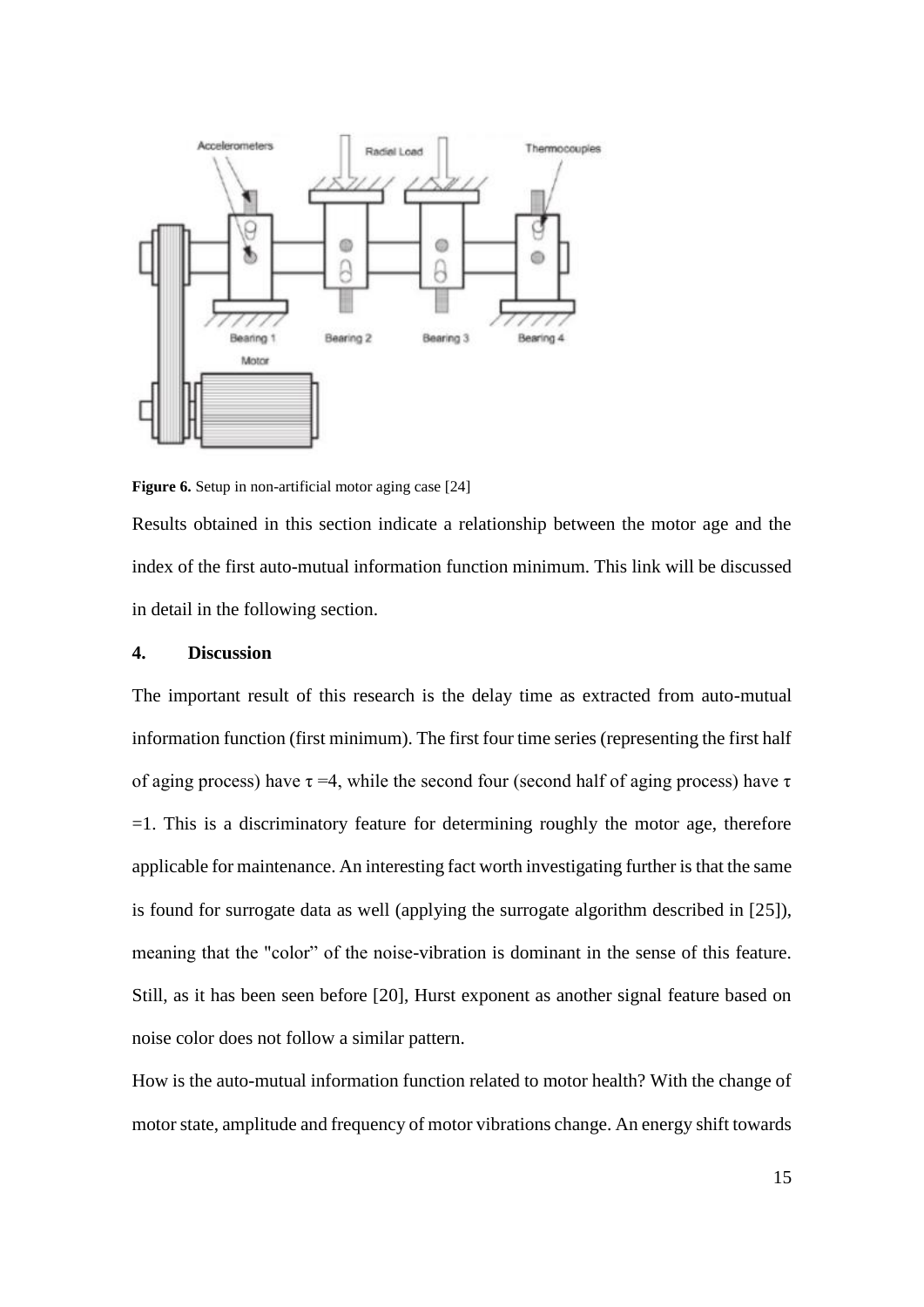**Figure 6.** Setup in non-artificial motor aging case [24]

Results obtained in this section indicate a relationship between the motor age and the index of the first auto-mutual information function minimum. This link will be discussed in detail in the following section.

## 4. Discussion

The important result of this research is the delay time as extracted from auto-mutual information function (first minimum). The first four time series (representing the first half of aging process) have $\tau = 4$, while the second four (second half of aging process) have $\tau = 1$. This is a discriminatory feature for determining roughly the motor age, therefore applicable for maintenance. An interesting fact worth investigating further is that the same is found for surrogate data as well (applying the surrogate algorithm described in [25]), meaning that the "color" of the noise-vibration is dominant in the sense of this feature. Still, as it has been seen before [20], Hurst exponent as another signal feature based on noise color does not follow a similar pattern.

How is the auto-mutual information function related to motor health? With the change of motor state, amplitude and frequency of motor vibrations change. An energy shift towards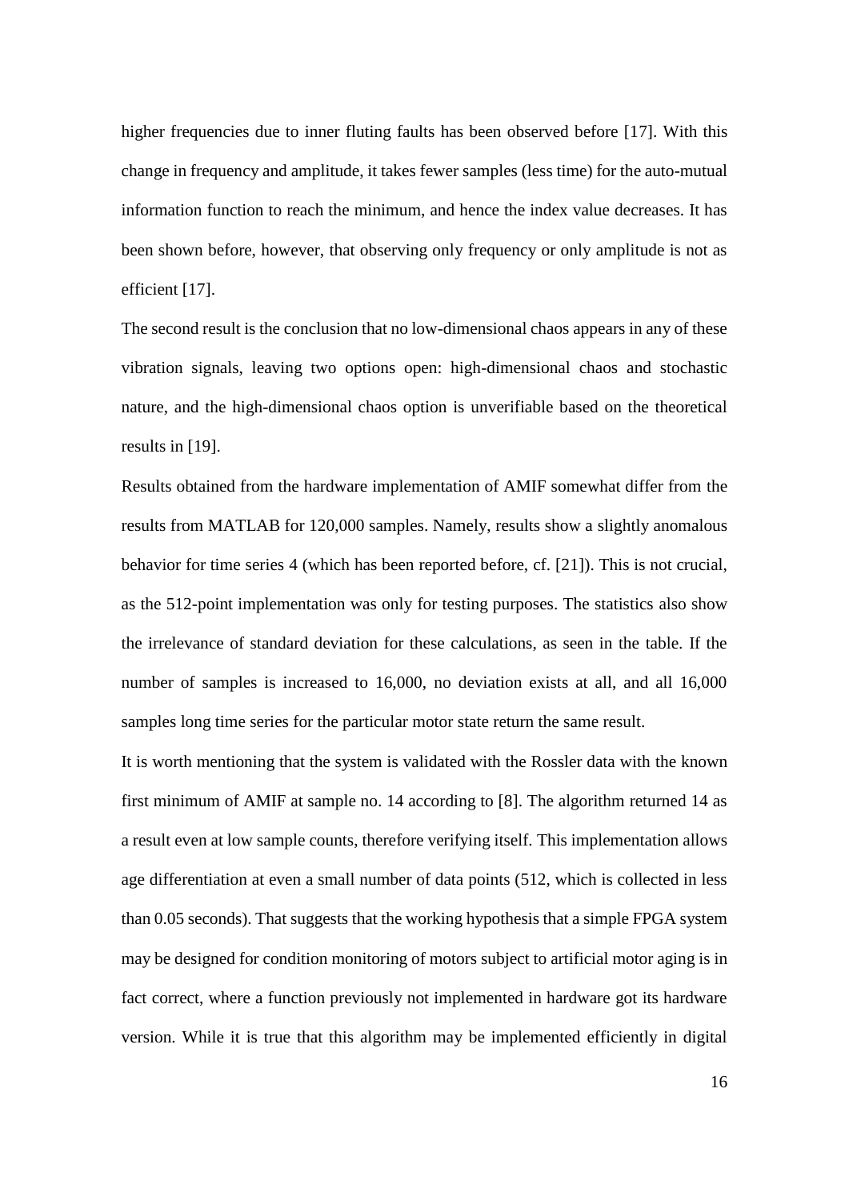higher frequencies due to inner fluting faults has been observed before [17]. With this change in frequency and amplitude, it takes fewer samples (less time) for the auto-mutual information function to reach the minimum, and hence the index value decreases. It has been shown before, however, that observing only frequency or only amplitude is not as efficient [17].

The second result is the conclusion that no low-dimensional chaos appears in any of these vibration signals, leaving two options open: high-dimensional chaos and stochastic nature, and the high-dimensional chaos option is unverifiable based on the theoretical results in [19].

Results obtained from the hardware implementation of AMIF somewhat differ from the results from MATLAB for 120,000 samples. Namely, results show a slightly anomalous behavior for time series 4 (which has been reported before, cf. [21]). This is not crucial, as the 512-point implementation was only for testing purposes. The statistics also show the irrelevance of standard deviation for these calculations, as seen in the table. If the number of samples is increased to 16,000, no deviation exists at all, and all 16,000 samples long time series for the particular motor state return the same result.

It is worth mentioning that the system is validated with the Rossler data with the known first minimum of AMIF at sample no. 14 according to [8]. The algorithm returned 14 as a result even at low sample counts, therefore verifying itself. This implementation allows age differentiation at even a small number of data points (512, which is collected in less than 0.05 seconds). That suggests that the working hypothesis that a simple FPGA system may be designed for condition monitoring of motors subject to artificial motor aging is in fact correct, where a function previously not implemented in hardware got its hardware version. While it is true that this algorithm may be implemented efficiently in digital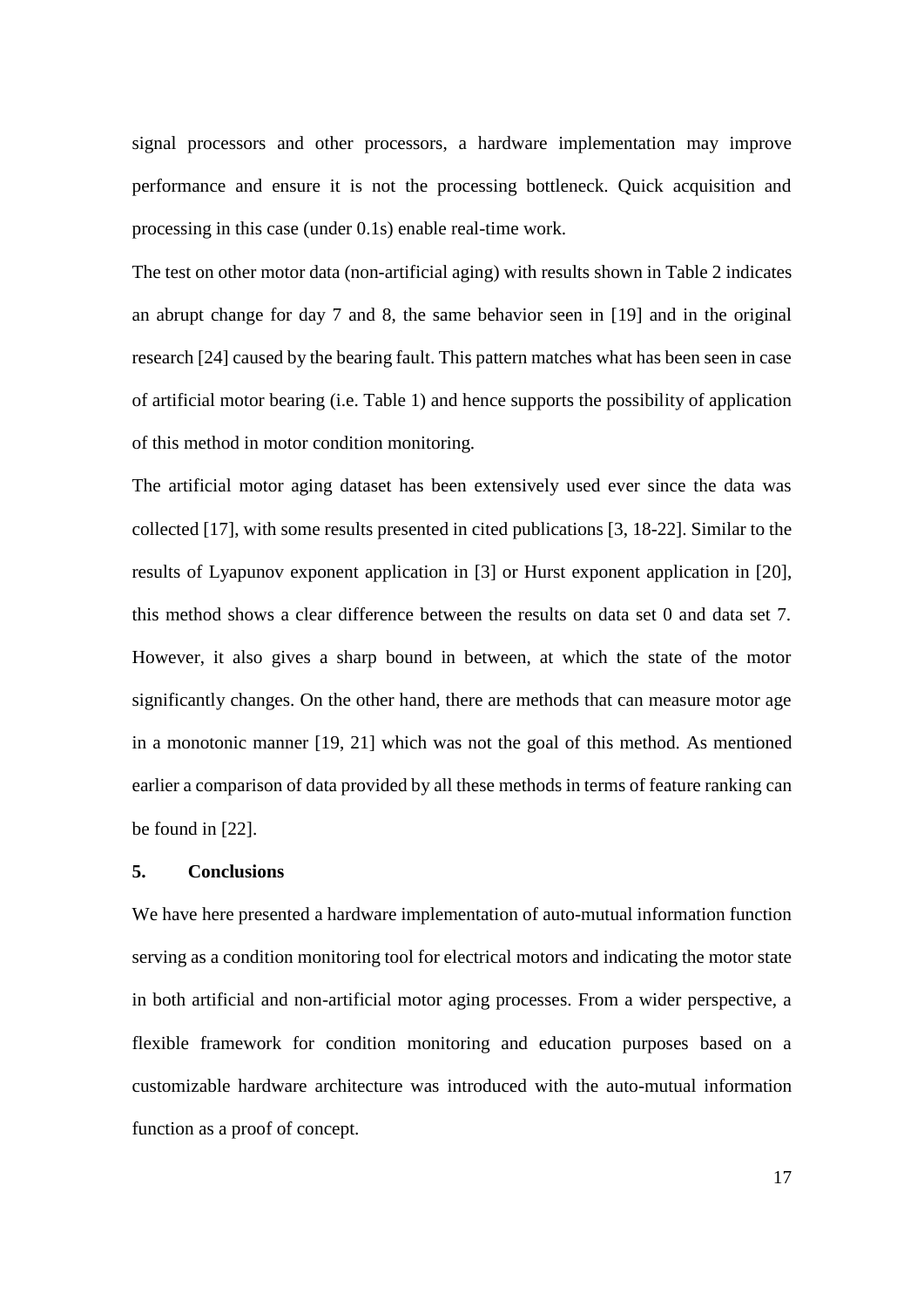signal processors and other processors, a hardware implementation may improve performance and ensure it is not the processing bottleneck. Quick acquisition and processing in this case (under 0.1s) enable real-time work.

The test on other motor data (non-artificial aging) with results shown in Table 2 indicates an abrupt change for day 7 and 8, the same behavior seen in [19] and in the original research [24] caused by the bearing fault. This pattern matches what has been seen in case of artificial motor bearing (i.e. Table 1) and hence supports the possibility of application of this method in motor condition monitoring.

The artificial motor aging dataset has been extensively used ever since the data was collected [17], with some results presented in cited publications [3, 18-22]. Similar to the results of Lyapunov exponent application in [3] or Hurst exponent application in [20], this method shows a clear difference between the results on data set 0 and data set 7. However, it also gives a sharp bound in between, at which the state of the motor significantly changes. On the other hand, there are methods that can measure motor age in a monotonic manner [19, 21] which was not the goal of this method. As mentioned earlier a comparison of data provided by all these methods in terms of feature ranking can be found in [22].

## 5. Conclusions

We have here presented a hardware implementation of auto-mutual information function serving as a condition monitoring tool for electrical motors and indicating the motor state in both artificial and non-artificial motor aging processes. From a wider perspective, a flexible framework for condition monitoring and education purposes based on a customizable hardware architecture was introduced with the auto-mutual information function as a proof of concept.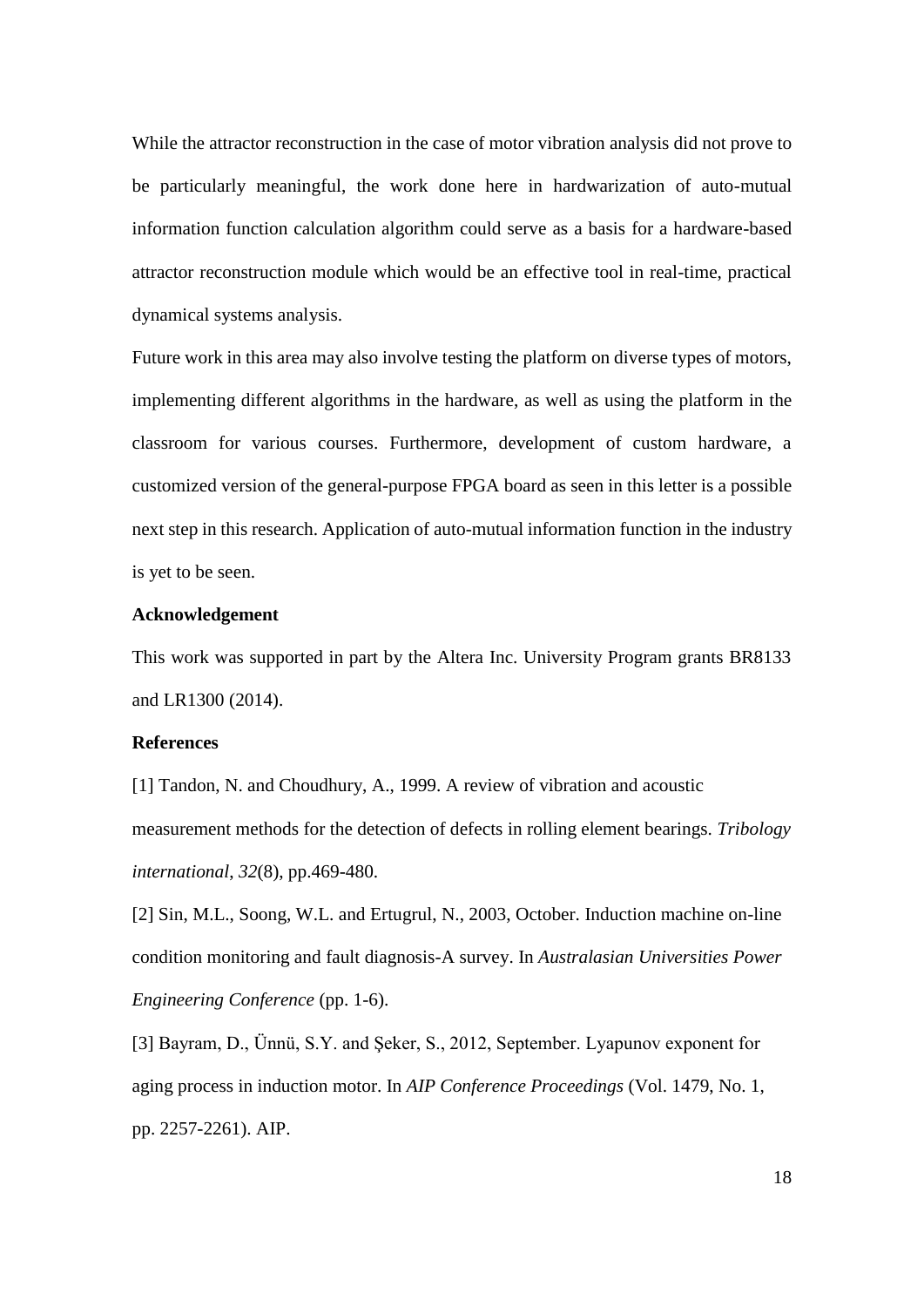While the attractor reconstruction in the case of motor vibration analysis did not prove to be particularly meaningful, the work done here in hardwarization of auto-mutual information function calculation algorithm could serve as a basis for a hardware-based attractor reconstruction module which would be an effective tool in real-time, practical dynamical systems analysis.

Future work in this area may also involve testing the platform on diverse types of motors, implementing different algorithms in the hardware, as well as using the platform in the classroom for various courses. Furthermore, development of custom hardware, a customized version of the general-purpose FPGA board as seen in this letter is a possible next step in this research. Application of auto-mutual information function in the industry is yet to be seen.

**Acknowledgement**

This work was supported in part by the Altera Inc. University Program grants BR8133 and LR1300 (2014).

**References**

[1] Tandon, N. and Choudhury, A., 1999. A review of vibration and acoustic measurement methods for the detection of defects in rolling element bearings. *Tribology international*, *32*(8), pp.469-480.

[2] Sin, M.L., Soong, W.L. and Ertugrul, N., 2003, October. Induction machine on-line condition monitoring and fault diagnosis-A survey. In *Australasian Universities Power Engineering Conference* (pp. 1-6).

[3] Bayram, D., Ünnü, S.Y. and Şeker, S., 2012, September. Lyapunov exponent for aging process in induction motor. In *AIP Conference Proceedings* (Vol. 1479, No. 1, pp. 2257-2261). AIP.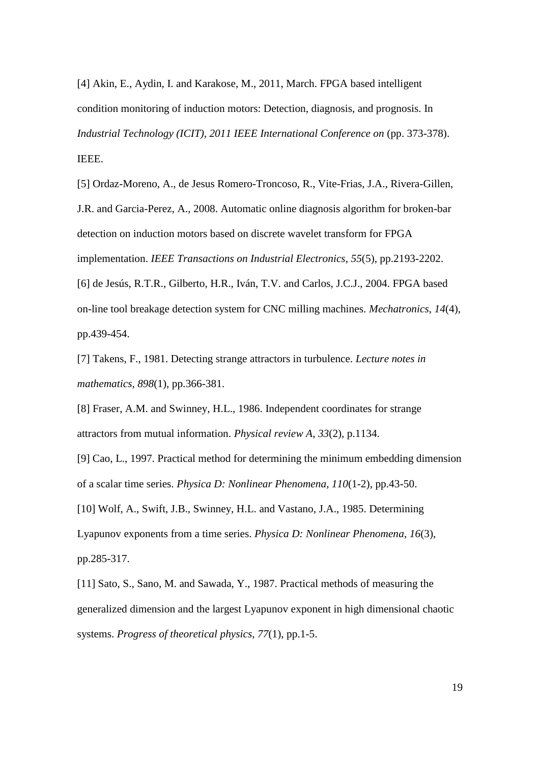[4] Akin, E., Aydin, I. and Karakose, M., 2011, March. FPGA based intelligent condition monitoring of induction motors: Detection, diagnosis, and prognosis. In *Industrial Technology (ICIT), 2011 IEEE International Conference on* (pp. 373-378). IEEE.

[5] Ordaz-Moreno, A., de Jesus Romero-Troncoso, R., Vite-Frias, J.A., Rivera-Gillen, J.R. and Garcia-Perez, A., 2008. Automatic online diagnosis algorithm for broken-bar detection on induction motors based on discrete wavelet transform for FPGA implementation. *IEEE Transactions on Industrial Electronics*, *55*(5), pp.2193-2202.

[6] de Jesús, R.T.R., Gilberto, H.R., Iván, T.V. and Carlos, J.C.J., 2004. FPGA based on-line tool breakage detection system for CNC milling machines. *Mechatronics*, *14*(4), pp.439-454.

[7] Takens, F., 1981. Detecting strange attractors in turbulence. *Lecture notes in mathematics*, *898*(1), pp.366-381.

[8] Fraser, A.M. and Swinney, H.L., 1986. Independent coordinates for strange attractors from mutual information. *Physical review A*, *33*(2), p.1134.

[9] Cao, L., 1997. Practical method for determining the minimum embedding dimension of a scalar time series. *Physica D: Nonlinear Phenomena*, *110*(1-2), pp.43-50.

[10] Wolf, A., Swift, J.B., Swinney, H.L. and Vastano, J.A., 1985. Determining Lyapunov exponents from a time series. *Physica D: Nonlinear Phenomena*, *16*(3), pp.285-317.

[11] Sato, S., Sano, M. and Sawada, Y., 1987. Practical methods of measuring the generalized dimension and the largest Lyapunov exponent in high dimensional chaotic systems. *Progress of theoretical physics*, *77*(1), pp.1-5.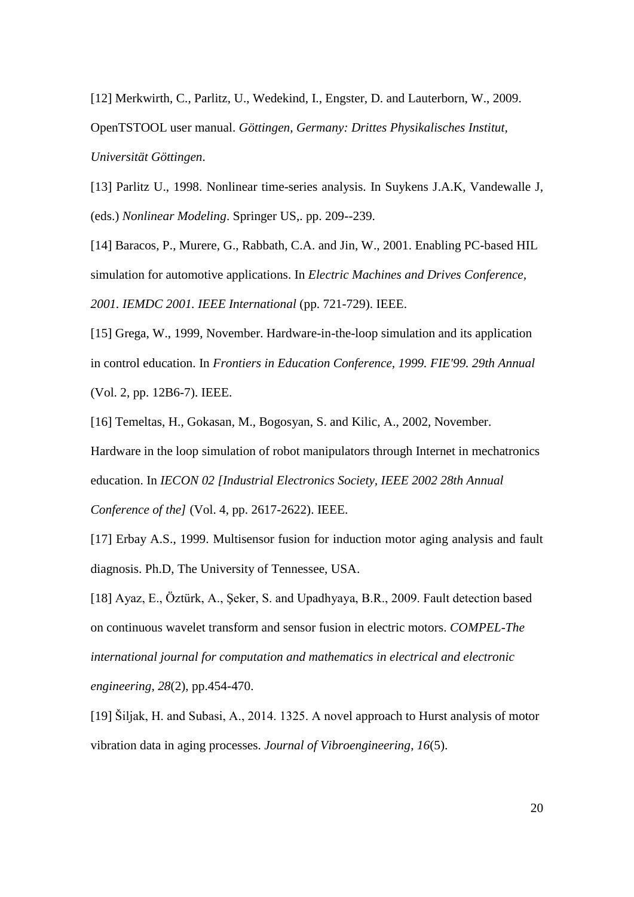[12] Merkwirth, C., Parlitz, U., Wedekind, I., Engster, D. and Lauterborn, W., 2009. OpenTSTOOL user manual. *Göttingen, Germany: Drittes Physikalisches Institut, Universität Göttingen*.

[13] Parlitz U., 1998. Nonlinear time-series analysis. In Suykens J.A.K, Vandewalle J, (eds.) *Nonlinear Modeling*. Springer US,. pp. 209--239.

[14] Baracos, P., Murere, G., Rabbath, C.A. and Jin, W., 2001. Enabling PC-based HIL simulation for automotive applications. In *Electric Machines and Drives Conference, 2001. IEMDC 2001. IEEE International* (pp. 721-729). IEEE.

[15] Grega, W., 1999, November. Hardware-in-the-loop simulation and its application in control education. In *Frontiers in Education Conference, 1999. FIE'99. 29th Annual* (Vol. 2, pp. 12B6-7). IEEE.

[16] Temeltas, H., Gokasan, M., Bogosyan, S. and Kilic, A., 2002, November. Hardware in the loop simulation of robot manipulators through Internet in mechatronics education. In *IECON 02 [Industrial Electronics Society, IEEE 2002 28th Annual Conference of the]* (Vol. 4, pp. 2617-2622). IEEE.

[17] Erbay A.S., 1999. Multisensor fusion for induction motor aging analysis and fault diagnosis. Ph.D, The University of Tennessee, USA.

[18] Ayaz, E., Öztürk, A., Şeker, S. and Upadhyaya, B.R., 2009. Fault detection based on continuous wavelet transform and sensor fusion in electric motors. *COMPEL-The international journal for computation and mathematics in electrical and electronic engineering*, *28*(2), pp.454-470.

[19] Šiljak, H. and Subasi, A., 2014. 1325. A novel approach to Hurst analysis of motor vibration data in aging processes. *Journal of Vibroengineering*, *16*(5).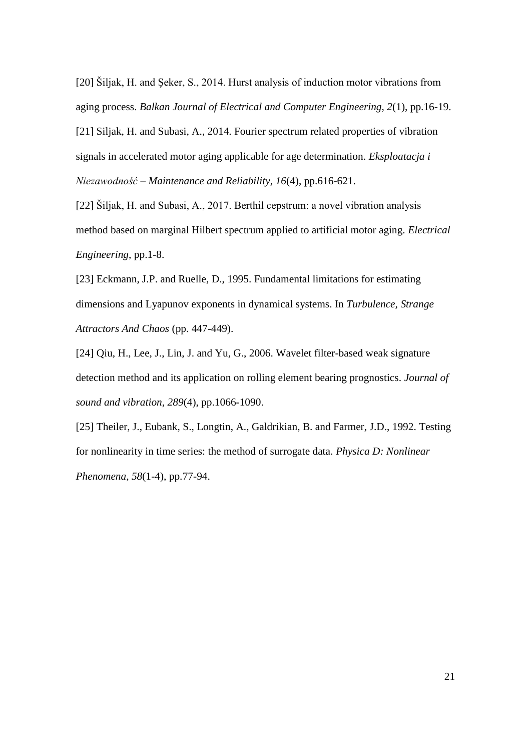[20] Šiljak, H. and Şeker, S., 2014. Hurst analysis of induction motor vibrations from aging process. *Balkan Journal of Electrical and Computer Engineering*, *2*(1), pp.16-19.

[21] Siljak, H. and Subasi, A., 2014. Fourier spectrum related properties of vibration signals in accelerated motor aging applicable for age determination. *Eksploatacja i Niezawodność – Maintenance and Reliability*, *16*(4), pp.616-621.

[22] Šiljak, H. and Subasi, A., 2017. Berthil cepstrum: a novel vibration analysis method based on marginal Hilbert spectrum applied to artificial motor aging. *Electrical Engineering*, pp.1-8.

[23] Eckmann, J.P. and Ruelle, D., 1995. Fundamental limitations for estimating dimensions and Lyapunov exponents in dynamical systems. In *Turbulence, Strange Attractors And Chaos* (pp. 447-449).

[24] Qiu, H., Lee, J., Lin, J. and Yu, G., 2006. Wavelet filter-based weak signature detection method and its application on rolling element bearing prognostics. *Journal of sound and vibration*, *289*(4), pp.1066-1090.

[25] Theiler, J., Eubank, S., Longtin, A., Galdrikian, B. and Farmer, J.D., 1992. Testing for nonlinearity in time series: the method of surrogate data. *Physica D: Nonlinear Phenomena*, *58*(1-4), pp.77-94.